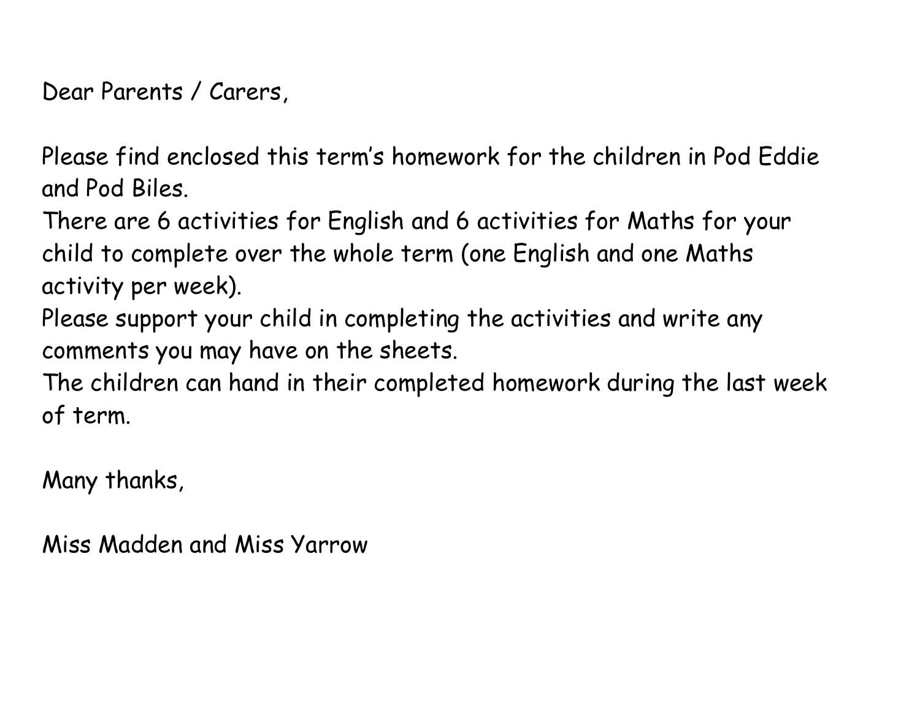Dear Parents / Carers,

Please find enclosed this term's homework for the children in Pod Eddie and Pod Biles.

There are 6 activities for English and 6 activities for Maths for your child to complete over the whole term (one English and one Maths activity per week).

Please support your child in completing the activities and write any comments you may have on the sheets.

The children can hand in their completed homework during the last week of term.

Many thanks,

Miss Madden and Miss Yarrow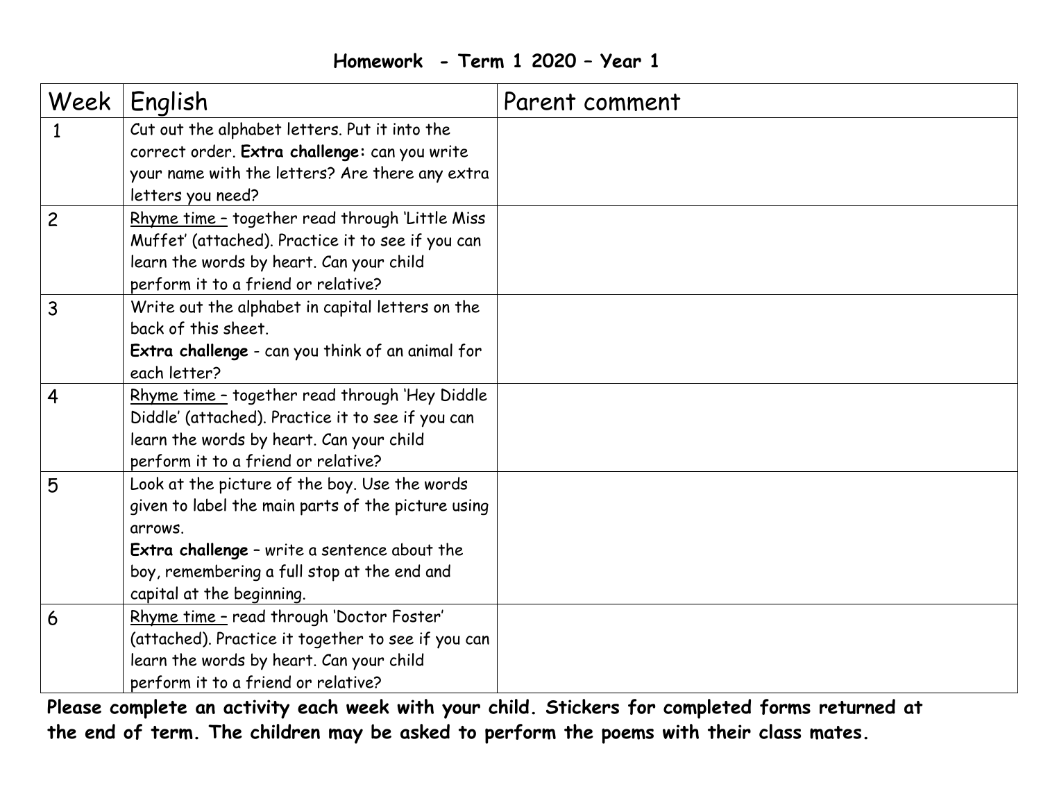**Homework - Term 1 2020 – Year 1**

| Week | English | Parent comment |
|---|---|---|
| 1 | Cut out the alphabet letters. Put it into the correct order. **Extra challenge:** can you write your name with the letters? Are there any extra letters you need? | |
| 2 | Rhyme time – together read through 'Little Miss Muffet' (attached). Practice it to see if you can learn the words by heart. Can your child perform it to a friend or relative? | |
| 3 | Write out the alphabet in capital letters on the back of this sheet. **Extra challenge** - can you think of an animal for each letter? | |
| 4 | Rhyme time – together read through 'Hey Diddle Diddle' (attached). Practice it to see if you can learn the words by heart. Can your child perform it to a friend or relative? | |
| 5 | Look at the picture of the boy. Use the words given to label the main parts of the picture using arrows. **Extra challenge** – write a sentence about the boy, remembering a full stop at the end and capital at the beginning. | |
| 6 | Rhyme time – read through 'Doctor Foster' (attached). Practice it together to see if you can learn the words by heart. Can your child perform it to a friend or relative? | |

**Please complete an activity each week with your child. Stickers for completed forms returned at the end of term. The children may be asked to perform the poems with their class mates.**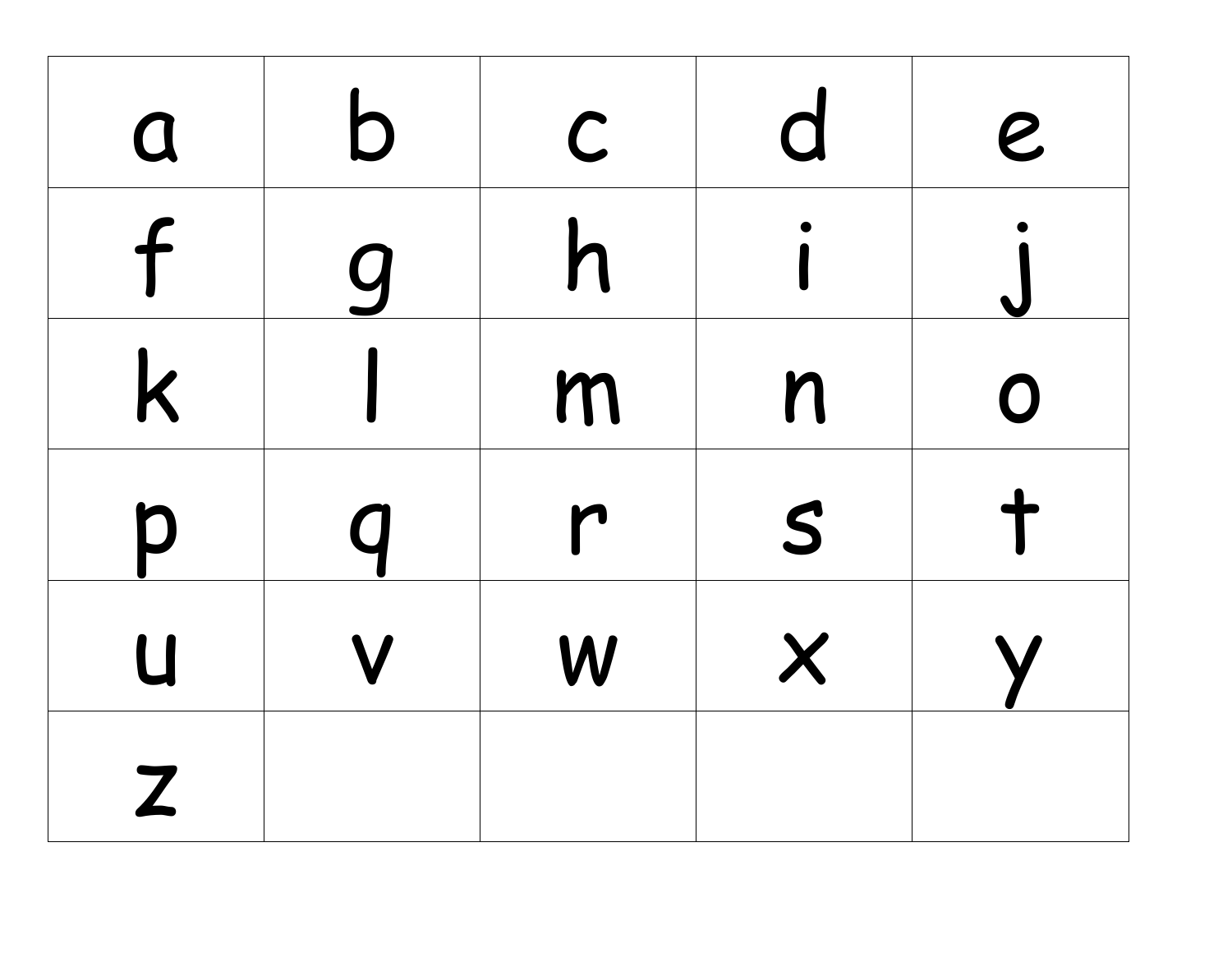| a | b | c | d | e |
|---|---|---|---|---|
| f | g | h | i | j |
| k | l | m | n | o |
| p | q | r | s | t |
| u | v | w | x | y |
| z | | | | |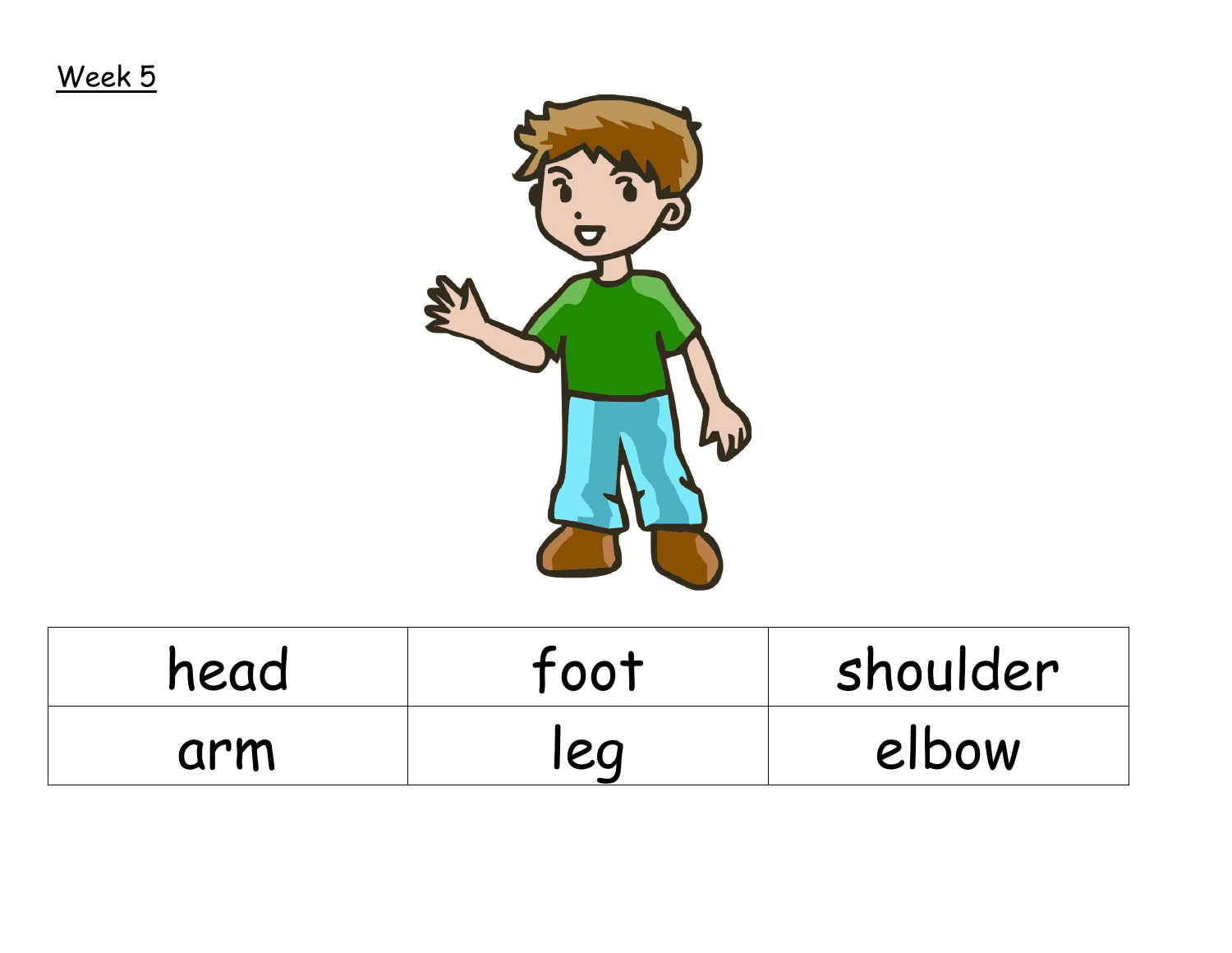Week 5

| head | foot | shoulder |
| --- | --- | --- |
| arm | leg | elbow |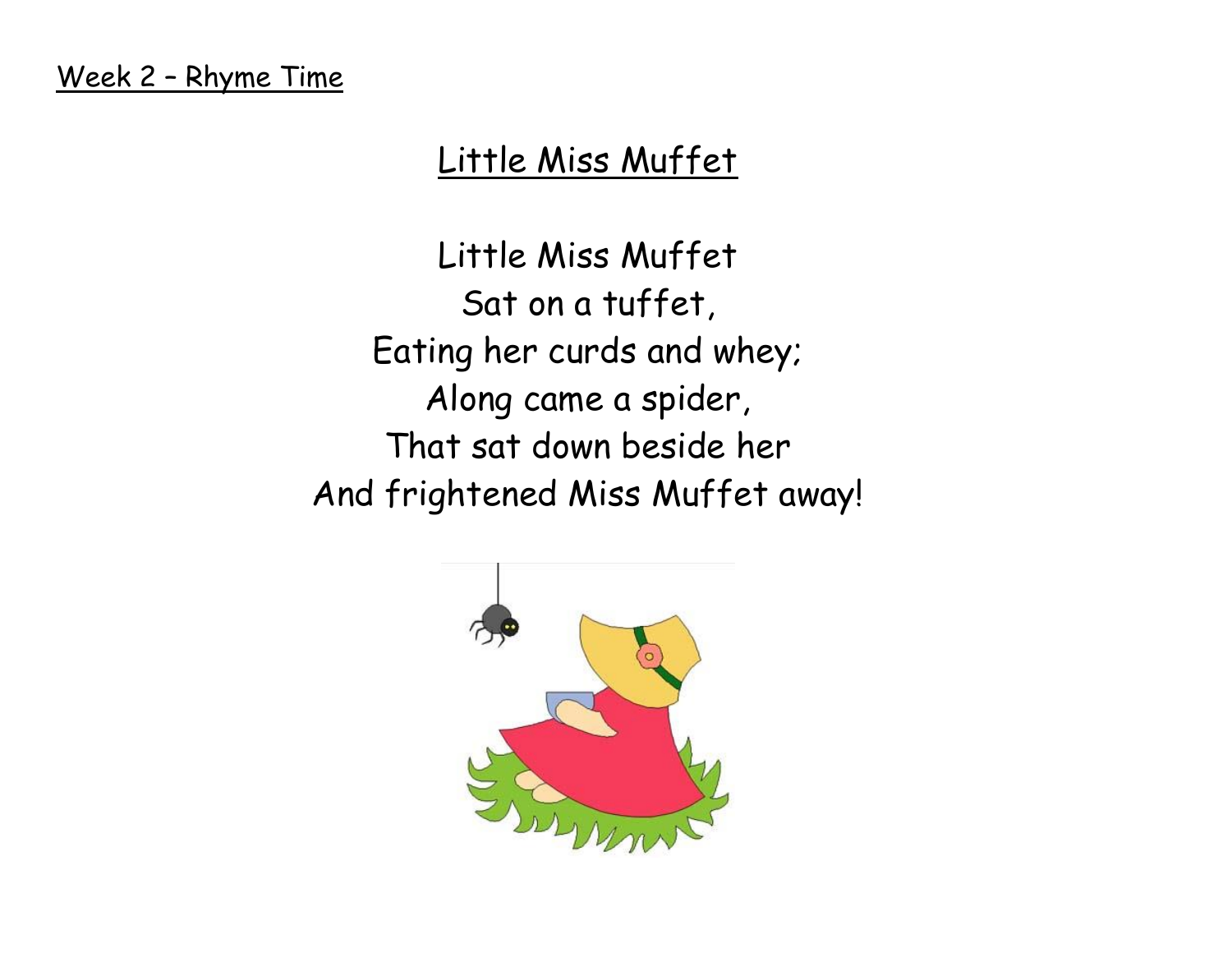Week 2 – Rhyme Time

# Little Miss Muffet

Little Miss Muffet
Sat on a tuffet,
Eating her curds and whey;
Along came a spider,
That sat down beside her
And frightened Miss Muffet away!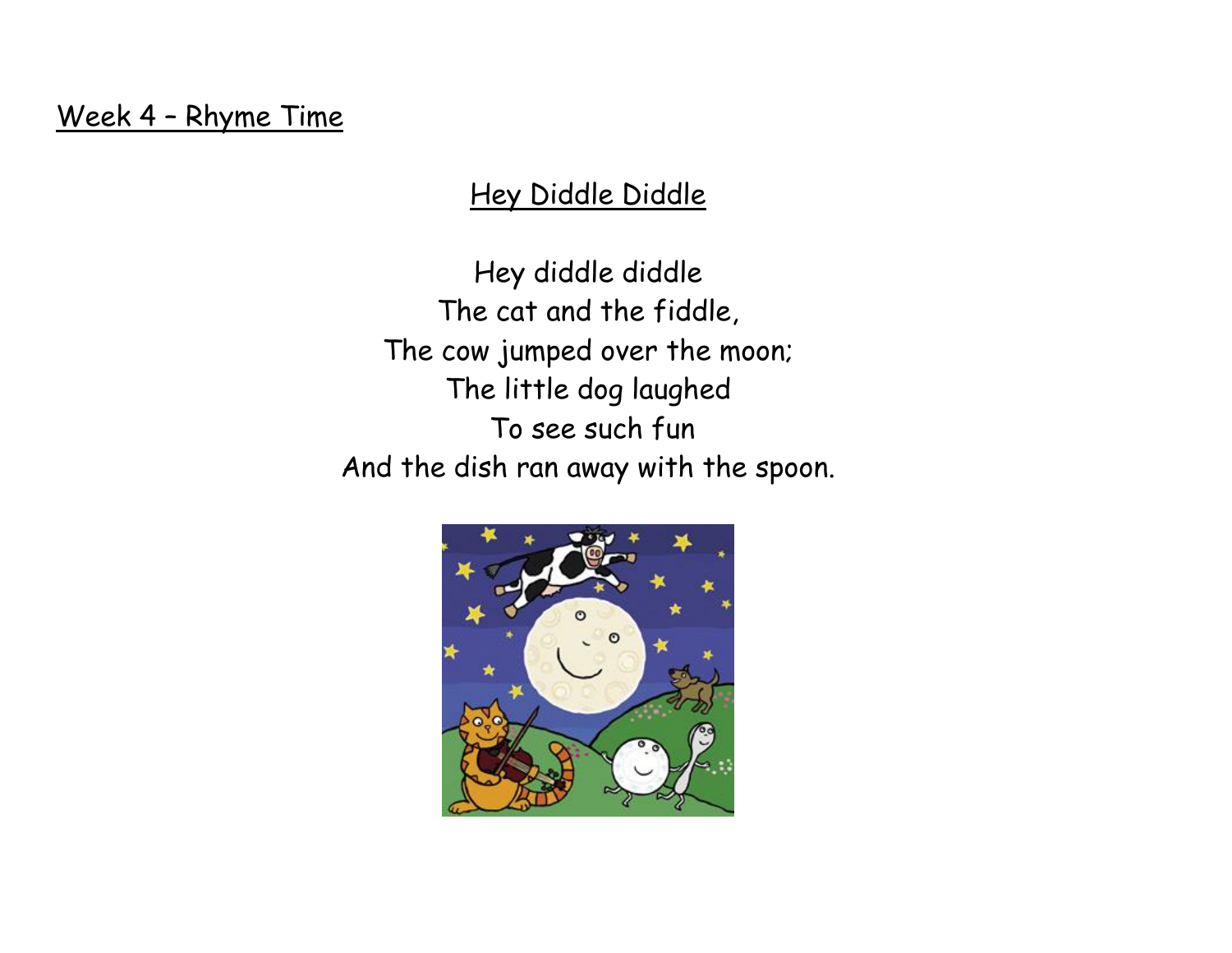Week 4 – Rhyme Time

## Hey Diddle Diddle

Hey diddle diddle
The cat and the fiddle,
The cow jumped over the moon;
The little dog laughed
To see such fun
And the dish ran away with the spoon.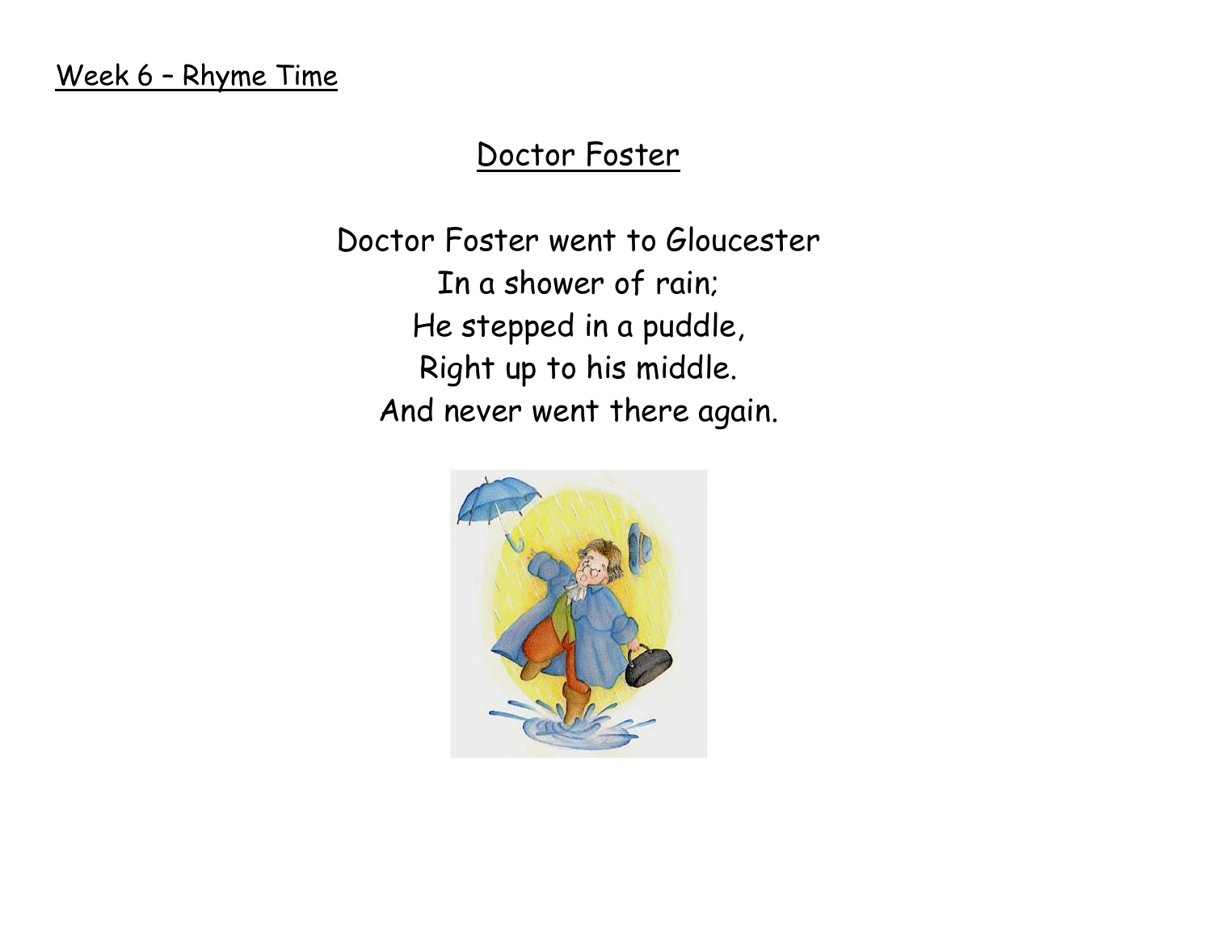Week 6 – Rhyme Time

## Doctor Foster

Doctor Foster went to Gloucester
In a shower of rain;
He stepped in a puddle,
Right up to his middle.
And never went there again.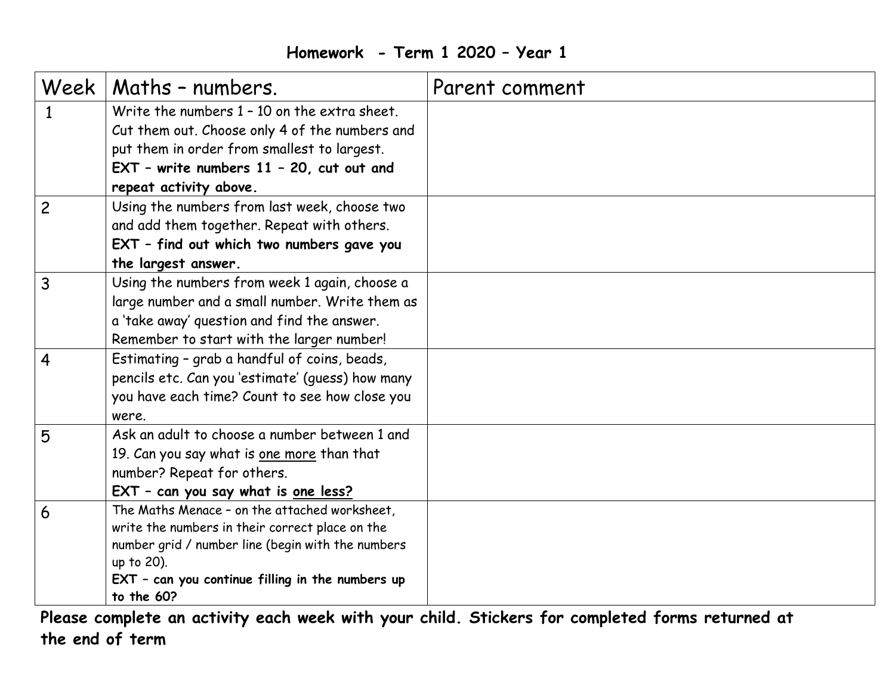**Homework - Term 1 2020 – Year 1**

| Week | Maths – numbers. | Parent comment |
|---|---|---|
| 1 | Write the numbers 1 – 10 on the extra sheet. Cut them out. Choose only 4 of the numbers and put them in order from smallest to largest. **EXT – write numbers 11 – 20, cut out and repeat activity above.** | |
| 2 | Using the numbers from last week, choose two and add them together. Repeat with others. **EXT – find out which two numbers gave you the largest answer.** | |
| 3 | Using the numbers from week 1 again, choose a large number and a small number. Write them as a 'take away' question and find the answer. Remember to start with the larger number! | |
| 4 | Estimating – grab a handful of coins, beads, pencils etc. Can you 'estimate' (guess) how many you have each time? Count to see how close you were. | |
| 5 | Ask an adult to choose a number between 1 and 19. Can you say what is <u>one more</u> than that number? Repeat for others. **EXT – can you say what is <u>one less?</u>** | |
| 6 | The Maths Menace – on the attached worksheet, write the numbers in their correct place on the number grid / number line (begin with the numbers up to 20). **EXT – can you continue filling in the numbers up to the 60?** | |

**Please complete an activity each week with your child. Stickers for completed forms returned at the end of term**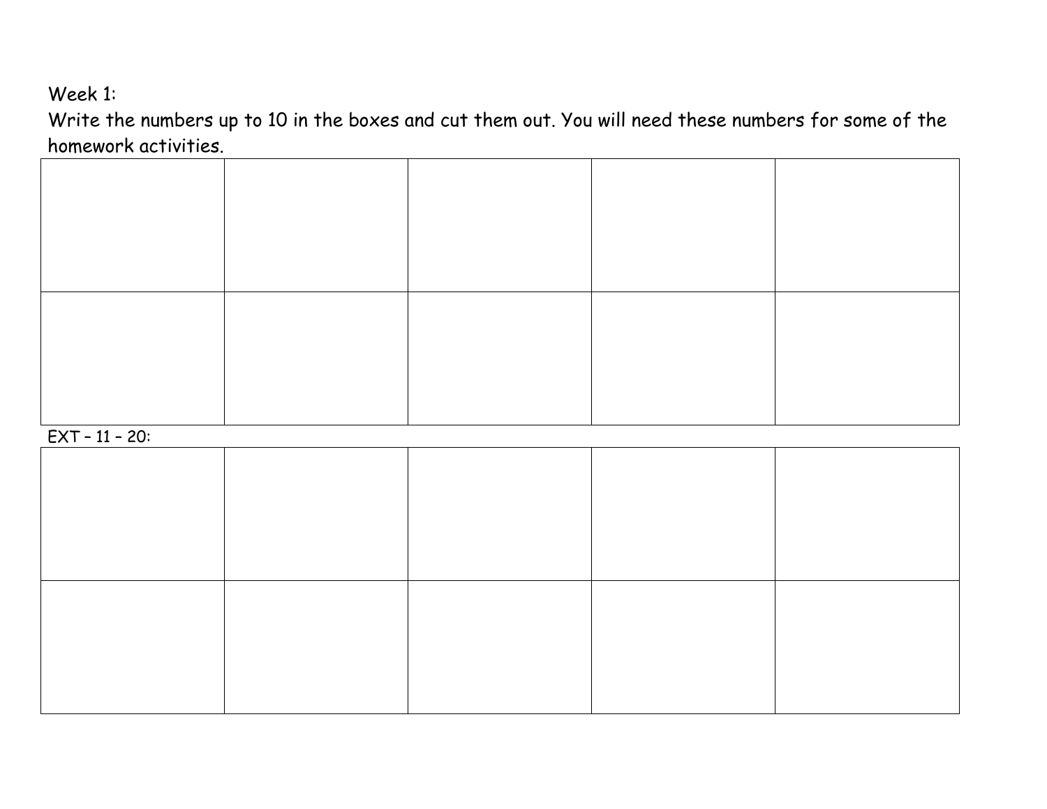Week 1:

Write the numbers up to 10 in the boxes and cut them out. You will need these numbers for some of the homework activities.

| | | | | |
|---|---|---|---|---|
| | | | | |
| | | | | |

EXT – 11 – 20:

| | | | | |
|---|---|---|---|---|
| | | | | |
| | | | | |